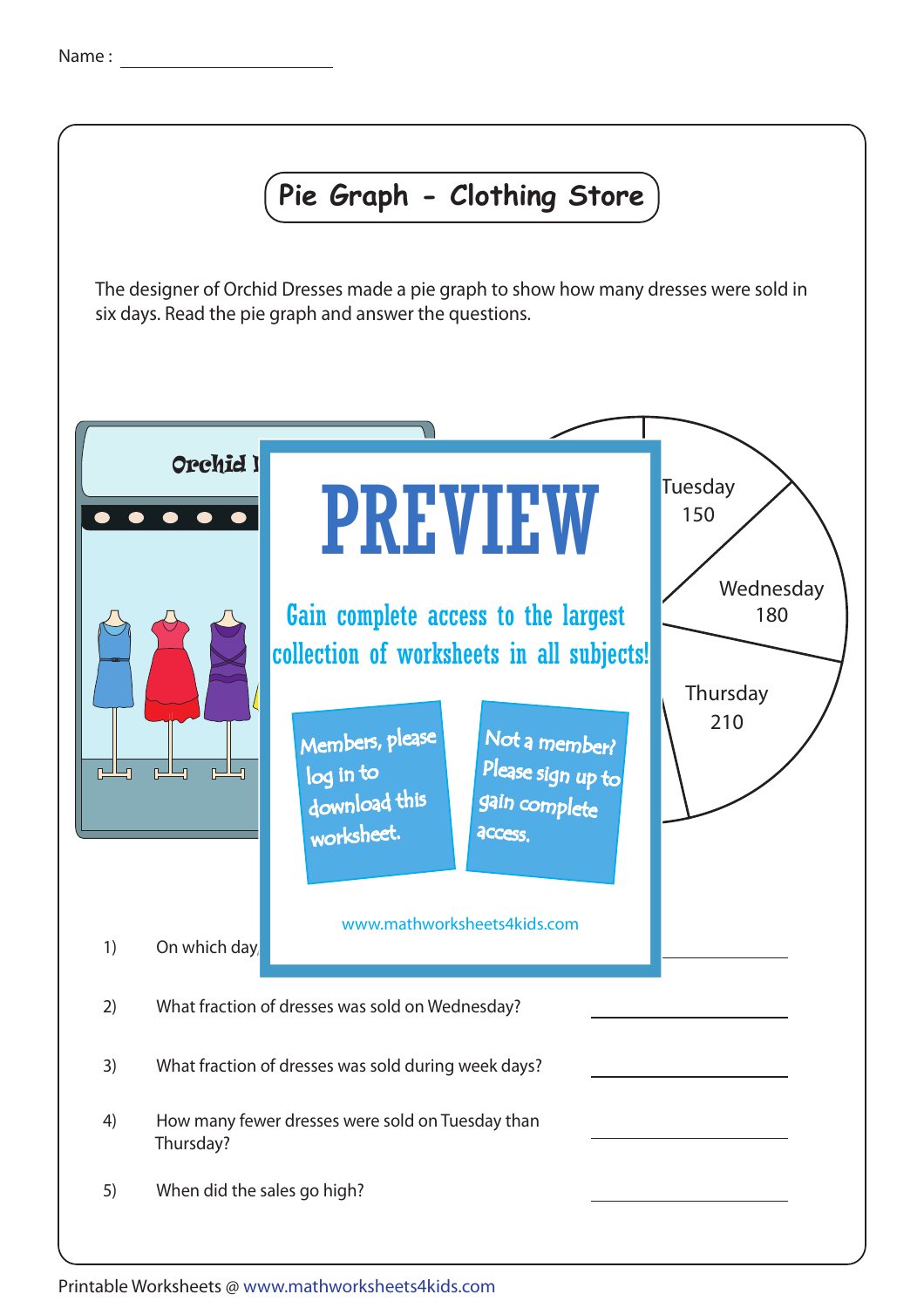Name : ______________________

# Pie Graph - Clothing Store

The designer of Orchid Dresses made a pie graph to show how many dresses were sold in six days. Read the pie graph and answer the questions.

Orchid

Tuesday 150

Wednesday 180

Thursday 210

PREVIEW

Gain complete access to the largest collection of worksheets in all subjects!

Members, please log in to download this worksheet.

Not a member? Please sign up to gain complete access.

www.mathworksheets4kids.com

1) On which day ______________________

2) What fraction of dresses was sold on Wednesday? ______________________

3) What fraction of dresses was sold during week days? ______________________

4) How many fewer dresses were sold on Tuesday than Thursday? ______________________

5) When did the sales go high? ______________________

Printable Worksheets @ www.mathworksheets4kids.com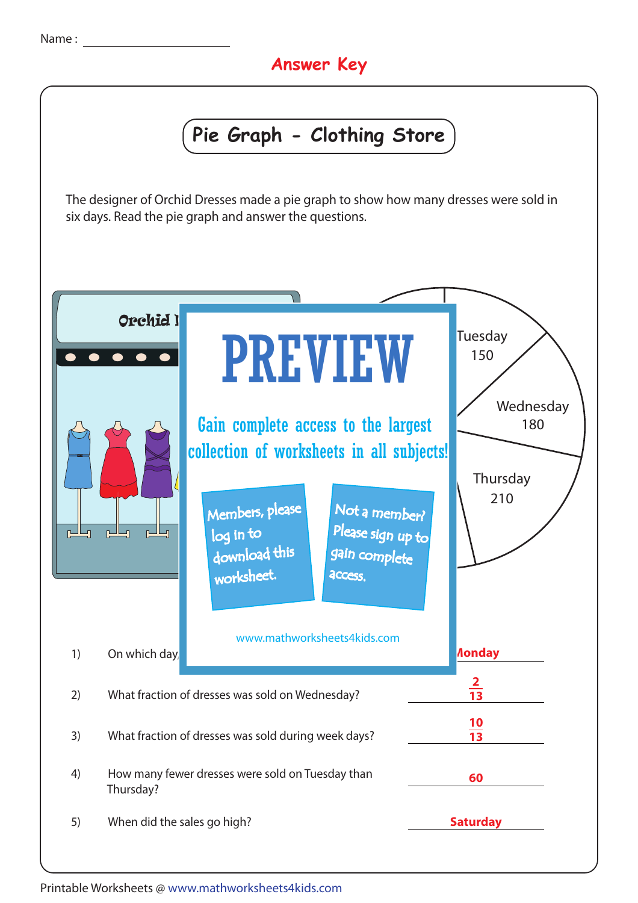Name : ____________________

**Answer Key**

# Pie Graph - Clothing Store

The designer of Orchid Dresses made a pie graph to show how many dresses were sold in six days. Read the pie graph and answer the questions.

Orchid I

Tuesday
150

Wednesday
180

Thursday
210

PREVIEW

Gain complete access to the largest collection of worksheets in all subjects!

Members, please log in to download this worksheet.

Not a member? Please sign up to gain complete access.

www.mathworksheets4kids.com

1) On which day, ... Monday

2) What fraction of dresses was sold on Wednesday? $\frac{2}{13}$

3) What fraction of dresses was sold during week days? $\frac{10}{13}$

4) How many fewer dresses were sold on Tuesday than Thursday? **60**

5) When did the sales go high? **Saturday**

Printable Worksheets @ www.mathworksheets4kids.com